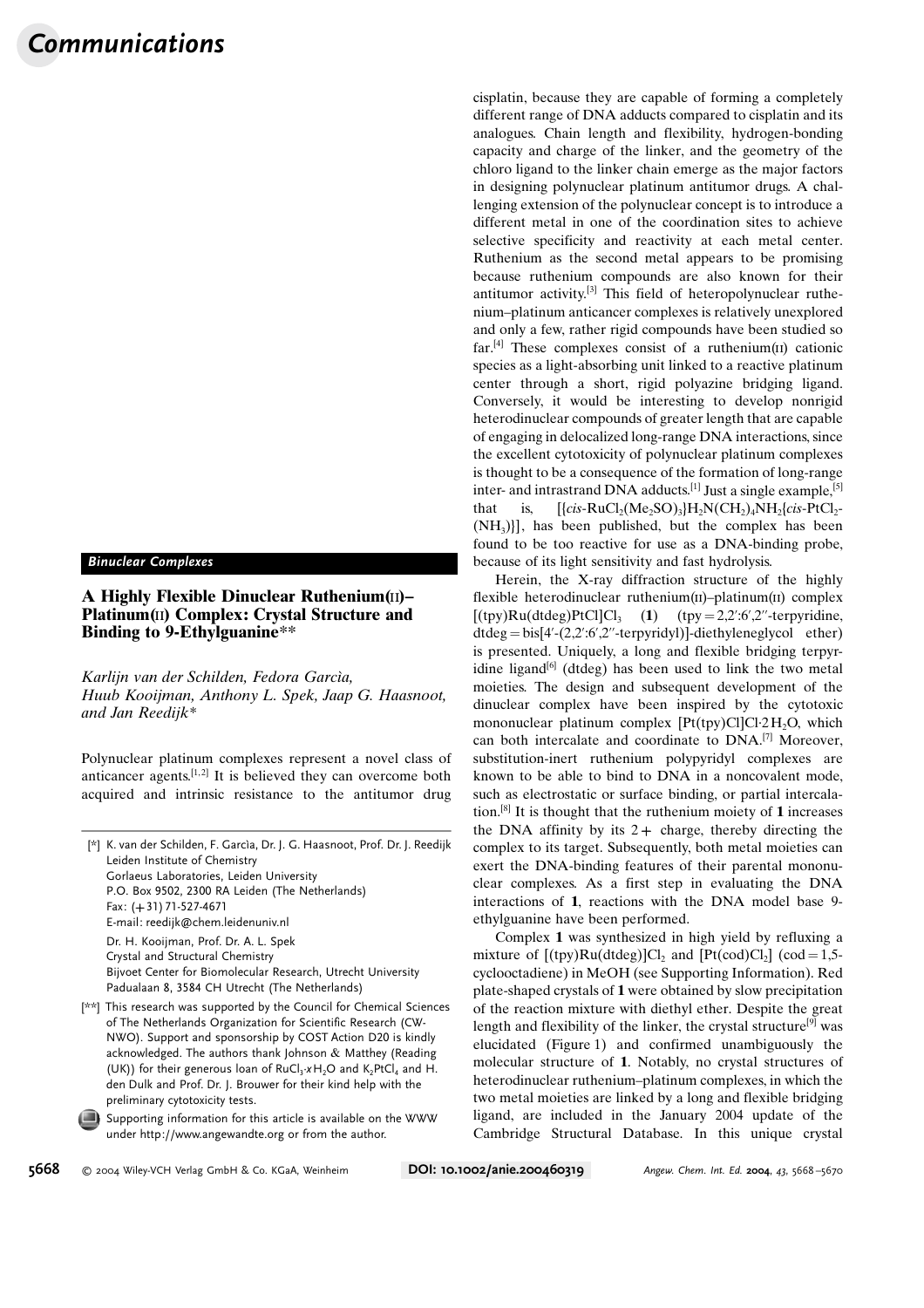*Binuclear Complexes*

# A Highly Flexible Dinuclear Ruthenium(II)–Platinum(II) Complex: Crystal Structure and Binding to 9-Ethylguanine**

*Karlijn van der Schilden, Fedora Garcìa, Huub Kooijman, Anthony L. Spek, Jaap G. Haasnoot, and Jan Reedijk**

Polynuclear platinum complexes represent a novel class of anticancer agents.[1,2] It is believed they can overcome both acquired and intrinsic resistance to the antitumor drug cisplatin, because they are capable of forming a completely different range of DNA adducts compared to cisplatin and its analogues. Chain length and flexibility, hydrogen-bonding capacity and charge of the linker, and the geometry of the chloro ligand to the linker chain emerge as the major factors in designing polynuclear platinum antitumor drugs. A challenging extension of the polynuclear concept is to introduce a different metal in one of the coordination sites to achieve selective specificity and reactivity at each metal center. Ruthenium as the second metal appears to be promising because ruthenium compounds are also known for their antitumor activity.[3] This field of heteropolynuclear ruthenium–platinum anticancer complexes is relatively unexplored and only a few, rather rigid compounds have been studied so far.[4] These complexes consist of a ruthenium(II) cationic species as a light-absorbing unit linked to a reactive platinum center through a short, rigid polyazine bridging ligand. Conversely, it would be interesting to develop nonrigid heterodinuclear compounds of greater length that are capable of engaging in delocalized long-range DNA interactions, since the excellent cytotoxicity of polynuclear platinum complexes is thought to be a consequence of the formation of long-range inter- and intrastrand DNA adducts.[1] Just a single example,[5] that is, $[\{cis\text{-}RuCl_2(Me_2SO)_3\}H_2N(CH_2)_4NH_2\{cis\text{-}PtCl_2(NH_3)\}]$, has been published, but the complex has been found to be too reactive for use as a DNA-binding probe, because of its light sensitivity and fast hydrolysis.

Herein, the X-ray diffraction structure of the highly flexible heterodinuclear ruthenium(II)–platinum(II) complex $[(tpy)Ru(dtdeg)PtCl]Cl_3$ (**1**) (tpy = 2,2′:6′,2″-terpyridine, dtdeg = bis[4′-(2,2′:6′,2″-terpyridyl)]-diethyleneglycol ether) is presented. Uniquely, a long and flexible bridging terpyridine ligand[6] (dtdeg) has been used to link the two metal moieties. The design and subsequent development of the dinuclear complex have been inspired by the cytotoxic mononuclear platinum complex $[Pt(tpy)Cl]Cl{\cdot}2H_2O$, which can both intercalate and coordinate to DNA.[7] Moreover, substitution-inert ruthenium polypyridyl complexes are known to be able to bind to DNA in a noncovalent mode, such as electrostatic or surface binding, or partial intercalation.[8] It is thought that the ruthenium moiety of **1** increases the DNA affinity by its 2+ charge, thereby directing the complex to its target. Subsequently, both metal moieties can exert the DNA-binding features of their parental mononuclear complexes. As a first step in evaluating the DNA interactions of **1**, reactions with the DNA model base 9-ethylguanine have been performed.

Complex **1** was synthesized in high yield by refluxing a mixture of $[(tpy)Ru(dtdeg)]Cl_2$ and $[Pt(cod)Cl_2]$ (cod = 1,5-cyclooctadiene) in MeOH (see Supporting Information). Red plate-shaped crystals of **1** were obtained by slow precipitation of the reaction mixture with diethyl ether. Despite the great length and flexibility of the linker, the crystal structure[9] was elucidated (Figure 1) and confirmed unambiguously the molecular structure of **1**. Notably, no crystal structures of heterodinuclear ruthenium–platinum complexes, in which the two metal moieties are linked by a long and flexible bridging ligand, are included in the January 2004 update of the Cambridge Structural Database. In this unique crystal

---

[*] K. van der Schilden, F. Garcìa, Dr. J. G. Haasnoot, Prof. Dr. J. Reedijk
Leiden Institute of Chemistry
Gorlaeus Laboratories, Leiden University
P.O. Box 9502, 2300 RA Leiden (The Netherlands)
Fax: (+31) 71-527-4671
E-mail: reedijk@chem.leidenuniv.nl

Dr. H. Kooijman, Prof. Dr. A. L. Spek
Crystal and Structural Chemistry
Bijvoet Center for Biomolecular Research, Utrecht University
Padualaan 8, 3584 CH Utrecht (The Netherlands)

[**] This research was supported by the Council for Chemical Sciences of The Netherlands Organization for Scientific Research (CW-NWO). Support and sponsorship by COST Action D20 is kindly acknowledged. The authors thank Johnson & Matthey (Reading (UK)) for their generous loan of $RuCl_3{\cdot}xH_2O$ and $K_2PtCl_4$ and H. den Dulk and Prof. Dr. J. Brouwer for their kind help with the preliminary cytotoxicity tests.

Supporting information for this article is available on the WWW under http://www.angewandte.org or from the author.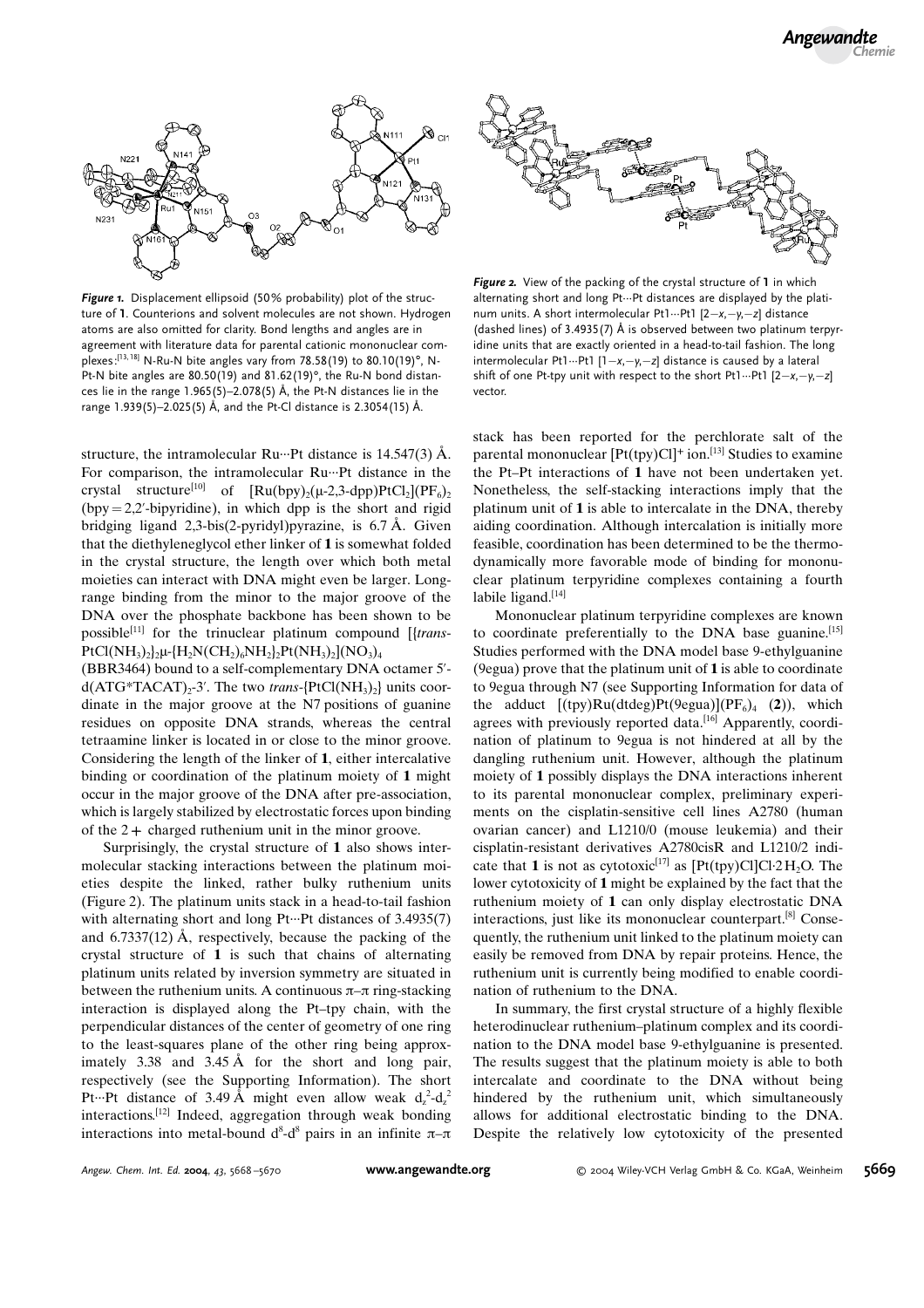*Figure 1.* Displacement ellipsoid (50% probability) plot of the structure of **1**. Counterions and solvent molecules are not shown. Hydrogen atoms are also omitted for clarity. Bond lengths and angles are in agreement with literature data for parental cationic mononuclear complexes:[13, 18] N-Ru-N bite angles vary from 78.58(19) to 80.10(19)°, N-Pt-N bite angles are 80.50(19) and 81.62(19)°, the Ru-N bond distances lie in the range 1.965(5)–2.078(5) Å, the Pt-N distances lie in the range 1.939(5)–2.025(5) Å, and the Pt-Cl distance is 2.3054(15) Å.

*Figure 2.* View of the packing of the crystal structure of **1** in which alternating short and long Pt⋯Pt distances are displayed by the platinum units. A short intermolecular Pt1⋯Pt1 [$2-x,-y,-z$] distance (dashed lines) of 3.4935(7) Å is observed between two platinum terpyridine units that are exactly oriented in a head-to-tail fashion. The long intermolecular Pt1⋯Pt1 [$1-x,-y,-z$] distance is caused by a lateral shift of one Pt-tpy unit with respect to the short Pt1⋯Pt1 [$2-x,-y,-z$] vector.

structure, the intramolecular Ru⋯Pt distance is 14.547(3) Å. For comparison, the intramolecular Ru⋯Pt distance in the crystal structure[10] of $[Ru(bpy)_2(\mu\text{-}2,3\text{-dpp})PtCl_2](PF_6)_2$ (bpy = 2,2′-bipyridine), in which dpp is the short and rigid bridging ligand 2,3-bis(2-pyridyl)pyrazine, is 6.7 Å. Given that the diethyleneglycol ether linker of **1** is somewhat folded in the crystal structure, the length over which both metal moieties can interact with DNA might even be larger. Long-range binding from the minor to the major groove of the DNA over the phosphate backbone has been shown to be possible[11] for the trinuclear platinum compound $[\{trans\text{-}PtCl(NH_3)_2\}_2\mu\text{-}\{H_2N(CH_2)_6NH_2\}_2Pt(NH_3)_2](NO_3)_4$ (BBR3464) bound to a self-complementary DNA octamer 5′-d(ATG*TACAT)$_2$-3′. The two *trans*-$\{PtCl(NH_3)_2\}$ units coordinate in the major groove at the N7 positions of guanine residues on opposite DNA strands, whereas the central tetraamine linker is located in or close to the minor groove. Considering the length of the linker of **1**, either intercalative binding or coordination of the platinum moiety of **1** might occur in the major groove of the DNA after pre-association, which is largely stabilized by electrostatic forces upon binding of the 2+ charged ruthenium unit in the minor groove.

Surprisingly, the crystal structure of **1** also shows intermolecular stacking interactions between the platinum moieties despite the linked, rather bulky ruthenium units (Figure 2). The platinum units stack in a head-to-tail fashion with alternating short and long Pt⋯Pt distances of 3.4935(7) and 6.7337(12) Å, respectively, because the packing of the crystal structure of **1** is such that chains of alternating platinum units related by inversion symmetry are situated in between the ruthenium units. A continuous π–π ring-stacking interaction is displayed along the Pt–tpy chain, with the perpendicular distances of the center of geometry of one ring to the least-squares plane of the other ring being approximately 3.38 and 3.45 Å for the short and long pair, respectively (see the Supporting Information). The short Pt⋯Pt distance of 3.49 Å might even allow weak $d_{z^2}$-$d_{z^2}$ interactions.[12] Indeed, aggregation through weak bonding interactions into metal-bound $d^8$-$d^8$ pairs in an infinite π–π stack has been reported for the perchlorate salt of the parental mononuclear $[Pt(tpy)Cl]^+$ ion.[13] Studies to examine the Pt–Pt interactions of **1** have not been undertaken yet. Nonetheless, the self-stacking interactions imply that the platinum unit of **1** is able to intercalate in the DNA, thereby aiding coordination. Although intercalation is initially more feasible, coordination has been determined to be the thermodynamically more favorable mode of binding for mononuclear platinum terpyridine complexes containing a fourth labile ligand.[14]

Mononuclear platinum terpyridine complexes are known to coordinate preferentially to the DNA base guanine.[15] Studies performed with the DNA model base 9-ethylguanine (9egua) prove that the platinum unit of **1** is able to coordinate to 9egua through N7 (see Supporting Information for data of the adduct $[(tpy)Ru(dtdeg)Pt(9egua)](PF_6)_4$ (**2**)), which agrees with previously reported data.[16] Apparently, coordination of platinum to 9egua is not hindered at all by the dangling ruthenium unit. However, although the platinum moiety of **1** possibly displays the DNA interactions inherent to its parental mononuclear complex, preliminary experiments on the cisplatin-sensitive cell lines A2780 (human ovarian cancer) and L1210/0 (mouse leukemia) and their cisplatin-resistant derivatives A2780cisR and L1210/2 indicate that **1** is not as cytotoxic[17] as $[Pt(tpy)Cl]Cl\cdot 2H_2O$. The lower cytotoxicity of **1** might be explained by the fact that the ruthenium moiety of **1** can only display electrostatic DNA interactions, just like its mononuclear counterpart.[8] Consequently, the ruthenium unit linked to the platinum moiety can easily be removed from DNA by repair proteins. Hence, the ruthenium unit is currently being modified to enable coordination of ruthenium to the DNA.

In summary, the first crystal structure of a highly flexible heterodinuclear ruthenium–platinum complex and its coordination to the DNA model base 9-ethylguanine is presented. The results suggest that the platinum moiety is able to both intercalate and coordinate to the DNA without being hindered by the ruthenium unit, which simultaneously allows for additional electrostatic binding to the DNA. Despite the relatively low cytotoxicity of the presented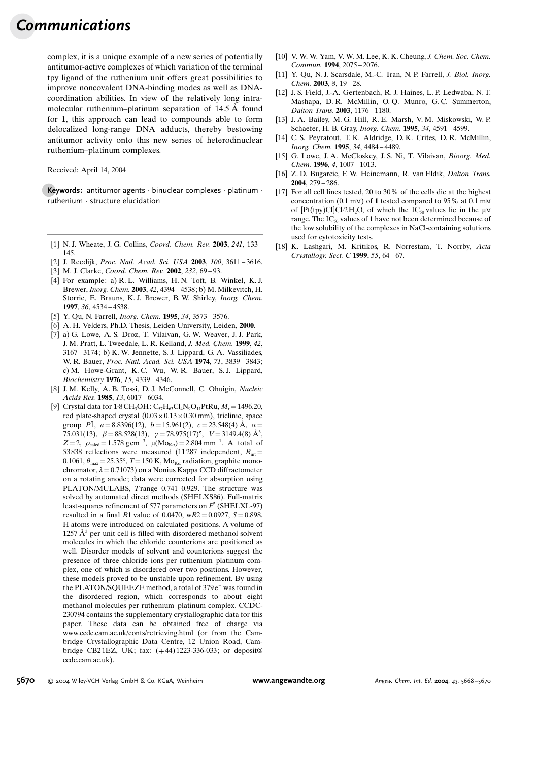complex, it is a unique example of a new series of potentially antitumor-active complexes of which variation of the terminal tpy ligand of the ruthenium unit offers great possibilities to improve noncovalent DNA-binding modes as well as DNA-coordination abilities. In view of the relatively long intramolecular ruthenium–platinum separation of 14.5 Å found for **1**, this approach can lead to compounds able to form delocalized long-range DNA adducts, thereby bestowing antitumor activity onto this new series of heterodinuclear ruthenium–platinum complexes.

Received: April 14, 2004

**Keywords:** antitumor agents · binuclear complexes · platinum · ruthenium · structure elucidation

[1] N. J. Wheate, J. G. Collins, *Coord. Chem. Rev.* **2003**, *241*, 133–145.

[2] J. Reedijk, *Proc. Natl. Acad. Sci. USA* **2003**, *100*, 3611–3616.

[3] M. J. Clarke, *Coord. Chem. Rev.* **2002**, *232*, 69–93.

[4] For example: a) R. L. Williams, H. N. Toft, B. Winkel, K. J. Brewer, *Inorg. Chem.* **2003**, *42*, 4394–4538; b) M. Milkevitch, H. Storrie, E. Brauns, K. J. Brewer, B. W. Shirley, *Inorg. Chem.* **1997**, *36*, 4534–4538.

[5] Y. Qu, N. Farrell, *Inorg. Chem.* **1995**, *34*, 3573–3576.

[6] A. H. Velders, Ph.D. Thesis, Leiden University, Leiden, **2000**.

[7] a) G. Lowe, A. S. Droz, T. Vilaivan, G. W. Weaver, J. J. Park, J. M. Pratt, L. Tweedale, L. R. Kelland, *J. Med. Chem.* **1999**, *42*, 3167–3174; b) K. W. Jennette, S. J. Lippard, G. A. Vassiliades, W. R. Bauer, *Proc. Natl. Acad. Sci. USA* **1974**, *71*, 3839–3843; c) M. Howe-Grant, K. C. Wu, W. R. Bauer, S. J. Lippard, *Biochemistry* **1976**, *15*, 4339–4346.

[8] J. M. Kelly, A. B. Tossi, D. J. McConnell, C. Ohuigin, *Nucleic Acids Res.* **1985**, *13*, 6017–6034.

[9] Crystal data for $\mathbf{1}\cdot 8\,CH_3OH$: $C_{57}H_{63}Cl_4N_9O_{11}PtRu$, $M_r = 1496.20$, red plate-shaped crystal ($0.03 \times 0.13 \times 0.30$ mm), triclinic, space group $P\bar{1}$, $a = 8.8396(12)$, $b = 15.961(2)$, $c = 23.548(4)$ Å, $\alpha = 75.031(13)$, $\beta = 88.528(13)$, $\gamma = 78.975(17)°$, $V = 3149.4(8)$ Å$^3$, $Z = 2$, $\rho_{calcd} = 1.578\ g\,cm^{-3}$, $\mu(Mo_{K\alpha}) = 2.804\ mm^{-1}$. A total of 53838 reflections were measured (11287 independent, $R_{int} = 0.1061$, $\theta_{max} = 25.35°$, $T = 150$ K, $Mo_{K\alpha}$ radiation, graphite monochromator, $\lambda = 0.71073$) on a Nonius Kappa CCD diffractometer on a rotating anode; data were corrected for absorption using PLATON/MULABS, $T$ range 0.741–0.929. The structure was solved by automated direct methods (SHELXS86). Full-matrix least-squares refinement of 577 parameters on $F^2$ (SHELXL-97) resulted in a final $R1$ value of 0.0470, $wR2 = 0.0927$, $S = 0.898$. H atoms were introduced on calculated positions. A volume of 1257 Å$^3$ per unit cell is filled with disordered methanol solvent molecules in which the chloride counterions are positioned as well. Disorder models of solvent and counterions suggest the presence of three chloride ions per ruthenium–platinum complex, one of which is disordered over two positions. However, these models proved to be unstable upon refinement. By using the PLATON/SQUEEZE method, a total of 379 $e^-$ was found in the disordered region, which corresponds to about eight methanol molecules per ruthenium–platinum complex. CCDC-230794 contains the supplementary crystallographic data for this paper. These data can be obtained free of charge via www.ccdc.cam.ac.uk/conts/retrieving.html (or from the Cambridge Crystallographic Data Centre, 12 Union Road, Cambridge CB21EZ, UK; fax: (+44)1223-336-033; or deposit@ccdc.cam.ac.uk).

[10] V. W. W. Yam, V. W. M. Lee, K. K. Cheung, *J. Chem. Soc. Chem. Commun.* **1994**, 2075–2076.

[11] Y. Qu, N. J. Scarsdale, M.-C. Tran, N. P. Farrell, *J. Biol. Inorg. Chem.* **2003**, *8*, 19–28.

[12] J. S. Field, J.-A. Gertenbach, R. J. Haines, L. P. Ledwaba, N. T. Mashapa, D. R. McMillin, O. Q. Munro, G. C. Summerton, *Dalton Trans.* **2003**, 1176–1180.

[13] J. A. Bailey, M. G. Hill, R. E. Marsh, V. M. Miskowski, W. P. Schaefer, H. B. Gray, *Inorg. Chem.* **1995**, *34*, 4591–4599.

[14] C. S. Peyratout, T. K. Aldridge, D. K. Crites, D. R. McMillin, *Inorg. Chem.* **1995**, *34*, 4484–4489.

[15] G. Lowe, J. A. McCloskey, J. S. Ni, T. Vilaivan, *Bioorg. Med. Chem.* **1996**, *4*, 1007–1013.

[16] Z. D. Bugarcic, F. W. Heinemann, R. van Eldik, *Dalton Trans.* **2004**, 279–286.

[17] For all cell lines tested, 20 to 30% of the cells die at the highest concentration (0.1 mM) of **1** tested compared to 95% at 0.1 mM of $[Pt(tpy)Cl]Cl\cdot 2H_2O$, of which the $IC_{50}$ values lie in the μM range. The $IC_{50}$ values of **1** have not been determined because of the low solubility of the complexes in NaCl-containing solutions used for cytotoxicity tests.

[18] K. Lashgari, M. Kritikos, R. Norrestam, T. Norrby, *Acta Crystallogr. Sect. C* **1999**, *55*, 64–67.